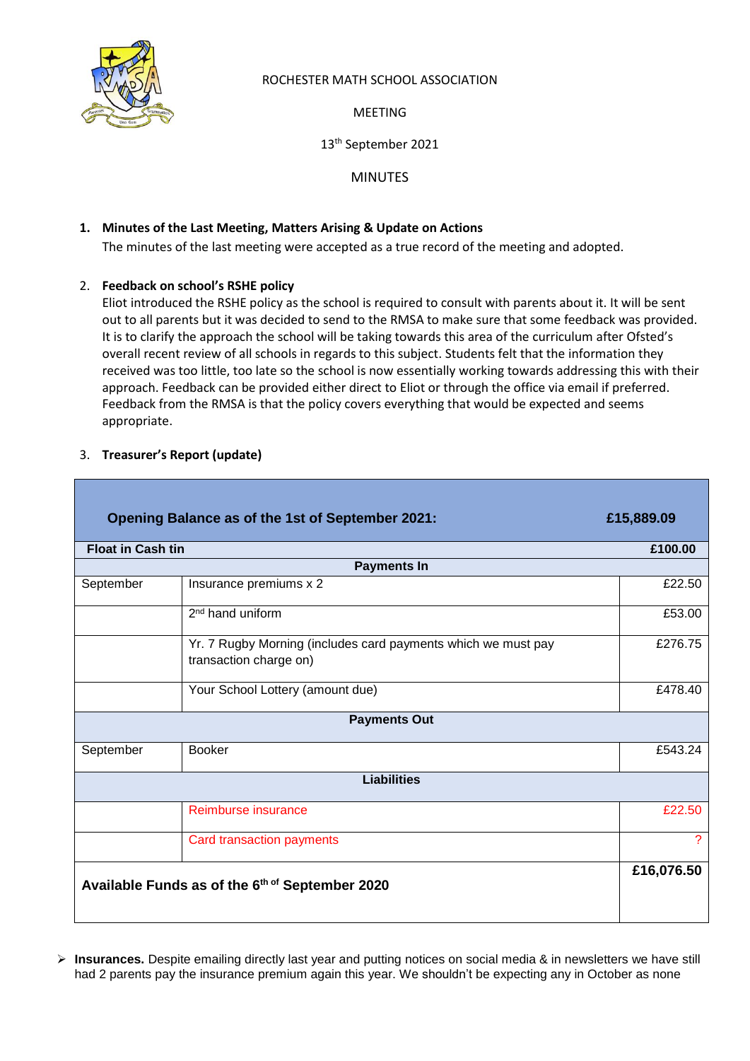ROCHESTER MATH SCHOOL ASSOCIATION

MEETING

13th September 2021

MINUTES

1. **Minutes of the Last Meeting, Matters Arising & Update on Actions**
   The minutes of the last meeting were accepted as a true record of the meeting and adopted.

2. **Feedback on school's RSHE policy**
   Eliot introduced the RSHE policy as the school is required to consult with parents about it. It will be sent out to all parents but it was decided to send to the RMSA to make sure that some feedback was provided. It is to clarify the approach the school will be taking towards this area of the curriculum after Ofsted's overall recent review of all schools in regards to this subject. Students felt that the information they received was too little, too late so the school is now essentially working towards addressing this with their approach. Feedback can be provided either direct to Eliot or through the office via email if preferred. Feedback from the RMSA is that the policy covers everything that would be expected and seems appropriate.

3. **Treasurer's Report (update)**

| **Opening Balance as of the 1st of September 2021:** | | **£15,889.09** |
|---|---|---|
| **Float in Cash tin** | | **£100.00** |
| | **Payments In** | |
| September | Insurance premiums x 2 | £22.50 |
| | 2nd hand uniform | £53.00 |
| | Yr. 7 Rugby Morning (includes card payments which we must pay transaction charge on) | £276.75 |
| | Your School Lottery (amount due) | £478.40 |
| | **Payments Out** | |
| September | Booker | £543.24 |
| | **Liabilities** | |
| | Reimburse insurance | £22.50 |
| | Card transaction payments | ? |
| **Available Funds as of the 6th of September 2020** | | **£16,076.50** |

- **Insurances.** Despite emailing directly last year and putting notices on social media & in newsletters we have still had 2 parents pay the insurance premium again this year. We shouldn't be expecting any in October as none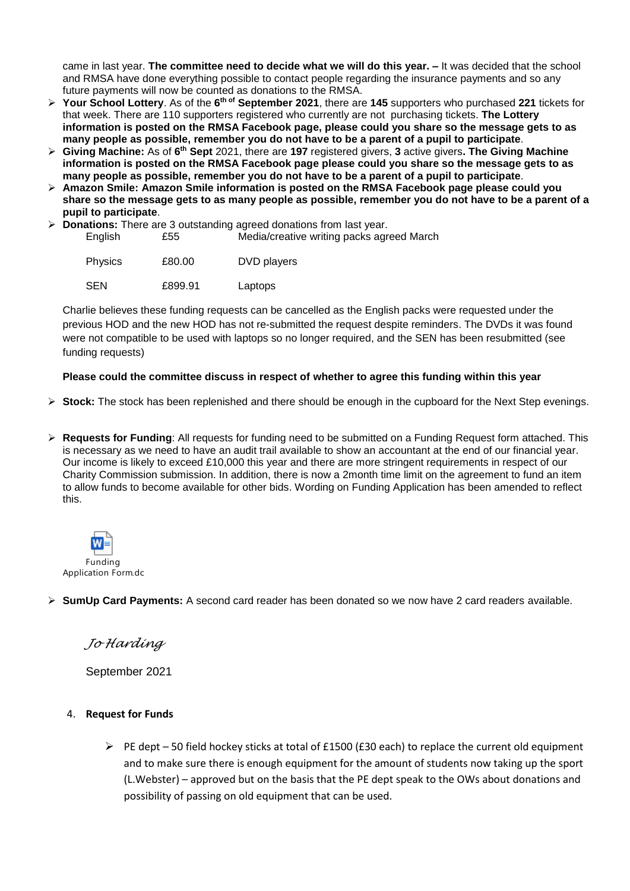came in last year. **The committee need to decide what we will do this year. –** It was decided that the school and RMSA have done everything possible to contact people regarding the insurance payments and so any future payments will now be counted as donations to the RMSA.

- **Your School Lottery**. As of the **6th of September 2021**, there are **145** supporters who purchased **221** tickets for that week. There are 110 supporters registered who currently are not purchasing tickets. **The Lottery information is posted on the RMSA Facebook page, please could you share so the message gets to as many people as possible, remember you do not have to be a parent of a pupil to participate**.
- **Giving Machine:** As of **6th Sept** 2021, there are **197** registered givers, **3** active givers**. The Giving Machine information is posted on the RMSA Facebook page please could you share so the message gets to as many people as possible, remember you do not have to be a parent of a pupil to participate**.
- **Amazon Smile: Amazon Smile information is posted on the RMSA Facebook page please could you share so the message gets to as many people as possible, remember you do not have to be a parent of a pupil to participate**.
- **Donations:** There are 3 outstanding agreed donations from last year.

| | | |
|---|---|---|
| English | £55 | Media/creative writing packs agreed March |
| Physics | £80.00 | DVD players |
| SEN | £899.91 | Laptops |

Charlie believes these funding requests can be cancelled as the English packs were requested under the previous HOD and the new HOD has not re-submitted the request despite reminders. The DVDs it was found were not compatible to be used with laptops so no longer required, and the SEN has been resubmitted (see funding requests)

**Please could the committee discuss in respect of whether to agree this funding within this year**

- **Stock:** The stock has been replenished and there should be enough in the cupboard for the Next Step evenings.
- **Requests for Funding**: All requests for funding need to be submitted on a Funding Request form attached. This is necessary as we need to have an audit trail available to show an accountant at the end of our financial year. Our income is likely to exceed £10,000 this year and there are more stringent requirements in respect of our Charity Commission submission. In addition, there is now a 2month time limit on the agreement to fund an item to allow funds to become available for other bids. Wording on Funding Application has been amended to reflect this.

Funding Application Form.dc

- **SumUp Card Payments:** A second card reader has been donated so we now have 2 card readers available.

*Jo Harding*

September 2021

4. **Request for Funds**

   - PE dept – 50 field hockey sticks at total of £1500 (£30 each) to replace the current old equipment and to make sure there is enough equipment for the amount of students now taking up the sport (L.Webster) – approved but on the basis that the PE dept speak to the OWs about donations and possibility of passing on old equipment that can be used.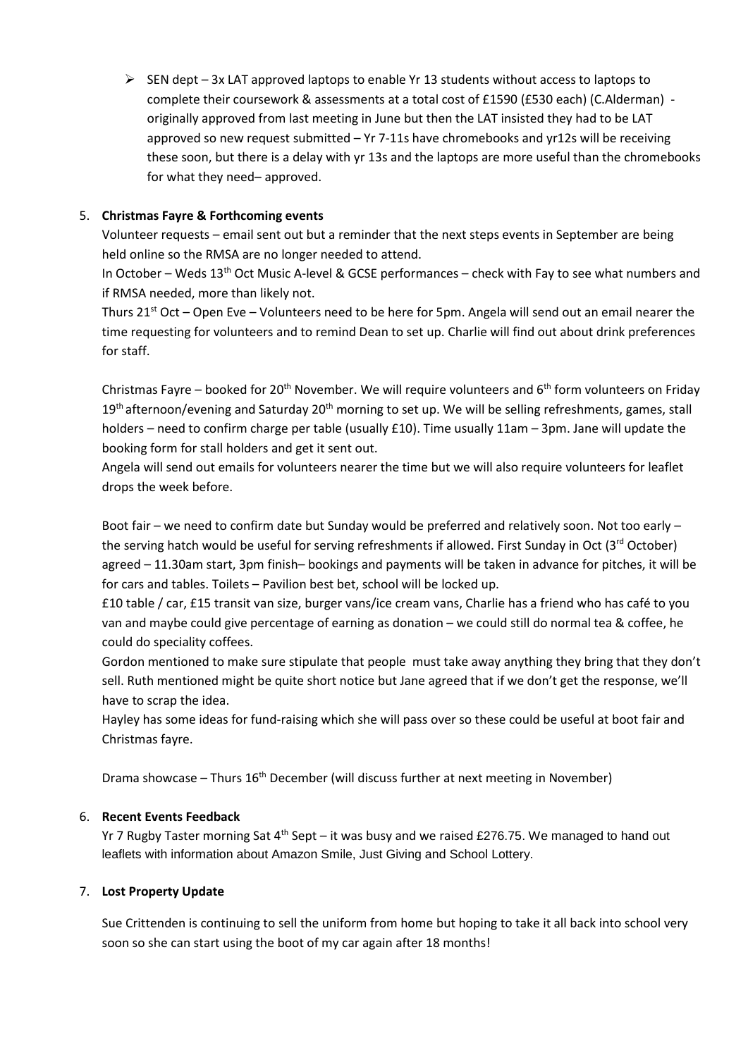- SEN dept – 3x LAT approved laptops to enable Yr 13 students without access to laptops to complete their coursework & assessments at a total cost of £1590 (£530 each) (C.Alderman) - originally approved from last meeting in June but then the LAT insisted they had to be LAT approved so new request submitted – Yr 7-11s have chromebooks and yr12s will be receiving these soon, but there is a delay with yr 13s and the laptops are more useful than the chromebooks for what they need– approved.

5. **Christmas Fayre & Forthcoming events**

Volunteer requests – email sent out but a reminder that the next steps events in September are being held online so the RMSA are no longer needed to attend.

In October – Weds 13th Oct Music A-level & GCSE performances – check with Fay to see what numbers and if RMSA needed, more than likely not.

Thurs 21st Oct – Open Eve – Volunteers need to be here for 5pm. Angela will send out an email nearer the time requesting for volunteers and to remind Dean to set up. Charlie will find out about drink preferences for staff.

Christmas Fayre – booked for 20th November. We will require volunteers and 6th form volunteers on Friday 19th afternoon/evening and Saturday 20th morning to set up. We will be selling refreshments, games, stall holders – need to confirm charge per table (usually £10). Time usually 11am – 3pm. Jane will update the booking form for stall holders and get it sent out.

Angela will send out emails for volunteers nearer the time but we will also require volunteers for leaflet drops the week before.

Boot fair – we need to confirm date but Sunday would be preferred and relatively soon. Not too early – the serving hatch would be useful for serving refreshments if allowed. First Sunday in Oct (3rd October) agreed – 11.30am start, 3pm finish– bookings and payments will be taken in advance for pitches, it will be for cars and tables. Toilets – Pavilion best bet, school will be locked up.

£10 table / car, £15 transit van size, burger vans/ice cream vans, Charlie has a friend who has café to you van and maybe could give percentage of earning as donation – we could still do normal tea & coffee, he could do speciality coffees.

Gordon mentioned to make sure stipulate that people must take away anything they bring that they don't sell. Ruth mentioned might be quite short notice but Jane agreed that if we don't get the response, we'll have to scrap the idea.

Hayley has some ideas for fund-raising which she will pass over so these could be useful at boot fair and Christmas fayre.

Drama showcase – Thurs 16th December (will discuss further at next meeting in November)

6. **Recent Events Feedback**

Yr 7 Rugby Taster morning Sat 4th Sept – it was busy and we raised £276.75. We managed to hand out leaflets with information about Amazon Smile, Just Giving and School Lottery.

7. **Lost Property Update**

Sue Crittenden is continuing to sell the uniform from home but hoping to take it all back into school very soon so she can start using the boot of my car again after 18 months!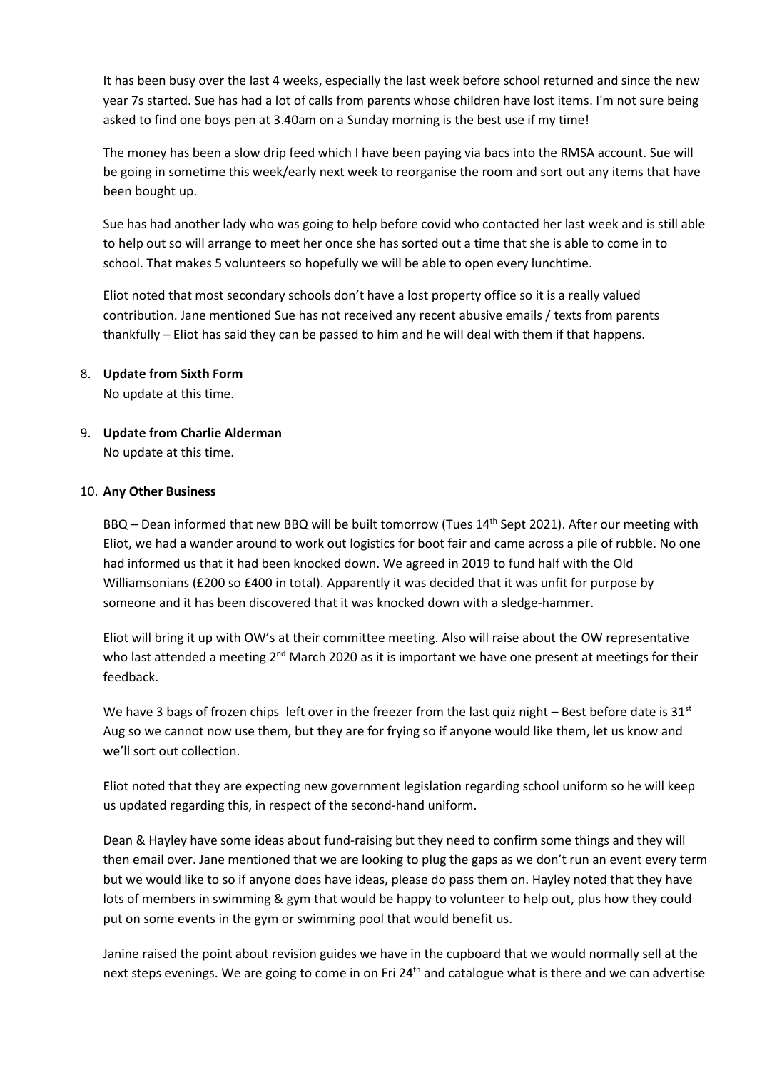It has been busy over the last 4 weeks, especially the last week before school returned and since the new year 7s started. Sue has had a lot of calls from parents whose children have lost items. I'm not sure being asked to find one boys pen at 3.40am on a Sunday morning is the best use if my time!

The money has been a slow drip feed which I have been paying via bacs into the RMSA account. Sue will be going in sometime this week/early next week to reorganise the room and sort out any items that have been bought up.

Sue has had another lady who was going to help before covid who contacted her last week and is still able to help out so will arrange to meet her once she has sorted out a time that she is able to come in to school. That makes 5 volunteers so hopefully we will be able to open every lunchtime.

Eliot noted that most secondary schools don't have a lost property office so it is a really valued contribution. Jane mentioned Sue has not received any recent abusive emails / texts from parents thankfully – Eliot has said they can be passed to him and he will deal with them if that happens.

8. **Update from Sixth Form**
   No update at this time.

9. **Update from Charlie Alderman**
   No update at this time.

10. **Any Other Business**

BBQ – Dean informed that new BBQ will be built tomorrow (Tues 14th Sept 2021). After our meeting with Eliot, we had a wander around to work out logistics for boot fair and came across a pile of rubble. No one had informed us that it had been knocked down. We agreed in 2019 to fund half with the Old Williamsonians (£200 so £400 in total). Apparently it was decided that it was unfit for purpose by someone and it has been discovered that it was knocked down with a sledge-hammer.

Eliot will bring it up with OW's at their committee meeting. Also will raise about the OW representative who last attended a meeting 2nd March 2020 as it is important we have one present at meetings for their feedback.

We have 3 bags of frozen chips left over in the freezer from the last quiz night – Best before date is 31st Aug so we cannot now use them, but they are for frying so if anyone would like them, let us know and we'll sort out collection.

Eliot noted that they are expecting new government legislation regarding school uniform so he will keep us updated regarding this, in respect of the second-hand uniform.

Dean & Hayley have some ideas about fund-raising but they need to confirm some things and they will then email over. Jane mentioned that we are looking to plug the gaps as we don't run an event every term but we would like to so if anyone does have ideas, please do pass them on. Hayley noted that they have lots of members in swimming & gym that would be happy to volunteer to help out, plus how they could put on some events in the gym or swimming pool that would benefit us.

Janine raised the point about revision guides we have in the cupboard that we would normally sell at the next steps evenings. We are going to come in on Fri 24th and catalogue what is there and we can advertise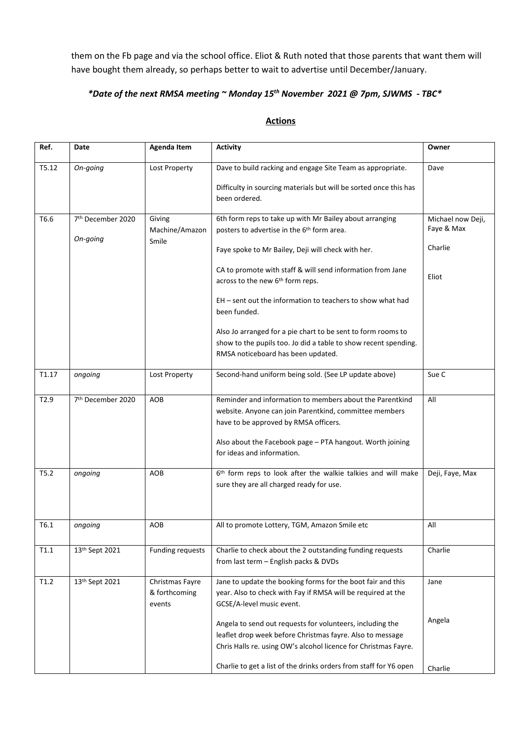them on the Fb page and via the school office. Eliot & Ruth noted that those parents that want them will have bought them already, so perhaps better to wait to advertise until December/January.

***Date of the next RMSA meeting ~ Monday 15th November 2021 @ 7pm, SJWMS - TBC***

## Actions

| Ref. | Date | Agenda Item | Activity | Owner |
|---|---|---|---|---|
| T5.12 | *On-going* | Lost Property | Dave to build racking and engage Site Team as appropriate.<br><br>Difficulty in sourcing materials but will be sorted once this has been ordered. | Dave |
| T6.6 | 7th December 2020<br><br>*On-going* | Giving Machine/Amazon Smile | 6th form reps to take up with Mr Bailey about arranging posters to advertise in the 6th form area.<br><br>Faye spoke to Mr Bailey, Deji will check with her.<br><br>CA to promote with staff & will send information from Jane across to the new 6th form reps.<br><br>EH – sent out the information to teachers to show what had been funded.<br><br>Also Jo arranged for a pie chart to be sent to form rooms to show to the pupils too. Jo did a table to show recent spending. RMSA noticeboard has been updated. | Michael now Deji, Faye & Max<br><br>Charlie<br><br>Eliot |
| T1.17 | *ongoing* | Lost Property | Second-hand uniform being sold. (See LP update above) | Sue C |
| T2.9 | 7th December 2020 | AOB | Reminder and information to members about the Parentkind website. Anyone can join Parentkind, committee members have to be approved by RMSA officers.<br><br>Also about the Facebook page – PTA hangout. Worth joining for ideas and information. | All |
| T5.2 | *ongoing* | AOB | 6th form reps to look after the walkie talkies and will make sure they are all charged ready for use. | Deji, Faye, Max |
| T6.1 | *ongoing* | AOB | All to promote Lottery, TGM, Amazon Smile etc | All |
| T1.1 | 13th Sept 2021 | Funding requests | Charlie to check about the 2 outstanding funding requests from last term – English packs & DVDs | Charlie |
| T1.2 | 13th Sept 2021 | Christmas Fayre & forthcoming events | Jane to update the booking forms for the boot fair and this year. Also to check with Fay if RMSA will be required at the GCSE/A-level music event.<br><br>Angela to send out requests for volunteers, including the leaflet drop week before Christmas fayre. Also to message Chris Halls re. using OW's alcohol licence for Christmas Fayre.<br><br>Charlie to get a list of the drinks orders from staff for Y6 open | Jane<br><br>Angela<br><br>Charlie |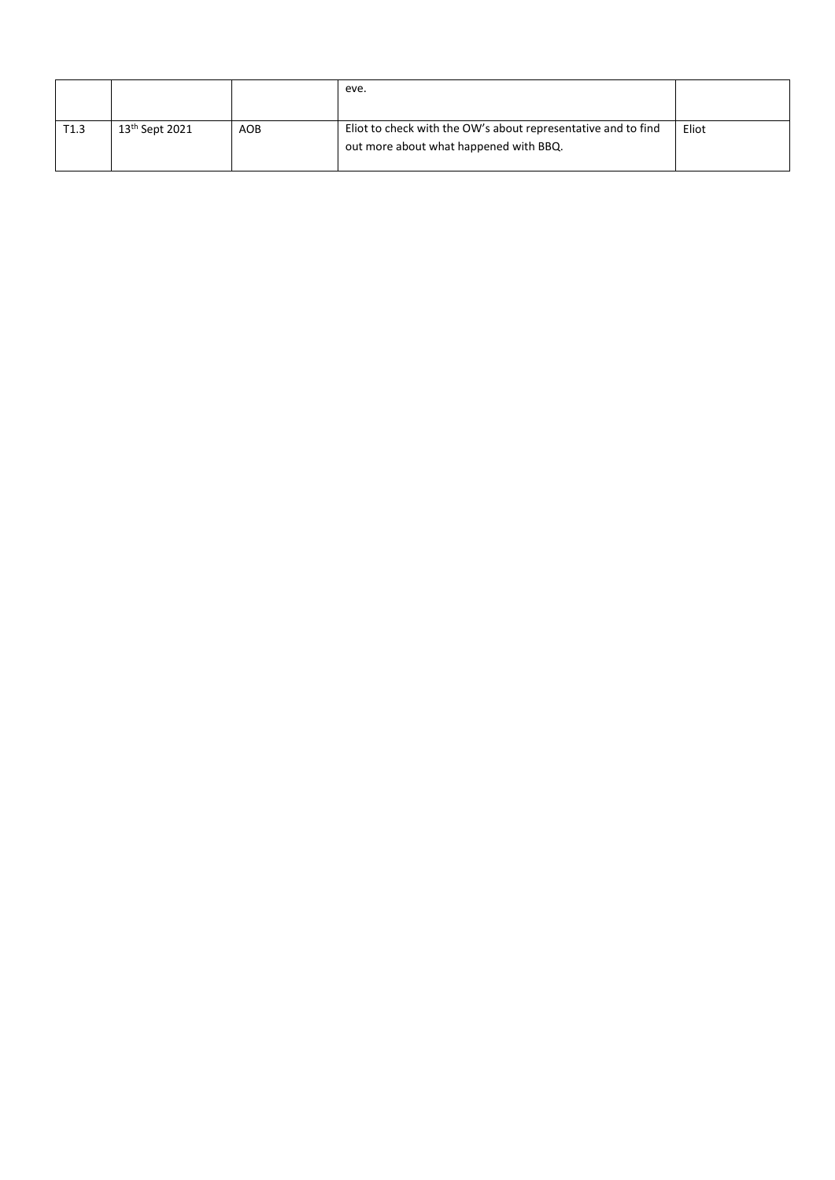| | | | | |
|---|---|---|---|---|
| | | | eve. | |
| T1.3 | 13th Sept 2021 | AOB | Eliot to check with the OW's about representative and to find out more about what happened with BBQ. | Eliot |